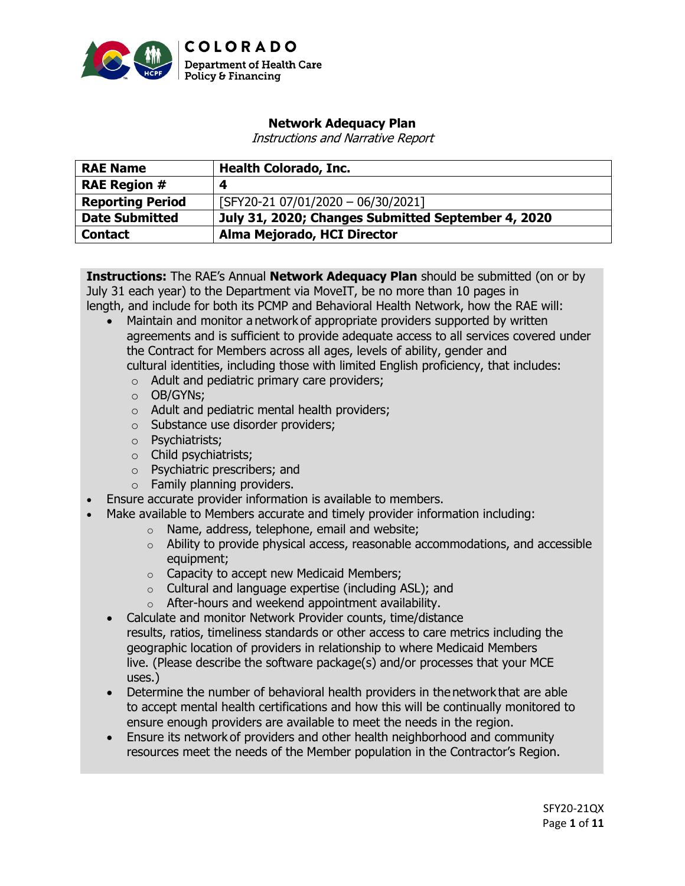COLORADO
Department of Health Care Policy & Financing

# Network Adequacy Plan

*Instructions and Narrative Report*

| RAE Name | Health Colorado, Inc. |
|---|---|
| RAE Region # | 4 |
| Reporting Period | [SFY20-21 07/01/2020 – 06/30/2021] |
| Date Submitted | July 31, 2020; Changes Submitted September 4, 2020 |
| Contact | Alma Mejorado, HCI Director |

**Instructions:** The RAE's Annual **Network Adequacy Plan** should be submitted (on or by July 31 each year) to the Department via MoveIT, be no more than 10 pages in length, and include for both its PCMP and Behavioral Health Network, how the RAE will:

- Maintain and monitor a network of appropriate providers supported by written agreements and is sufficient to provide adequate access to all services covered under the Contract for Members across all ages, levels of ability, gender and cultural identities, including those with limited English proficiency, that includes:
  - Adult and pediatric primary care providers;
  - OB/GYNs;
  - Adult and pediatric mental health providers;
  - Substance use disorder providers;
  - Psychiatrists;
  - Child psychiatrists;
  - Psychiatric prescribers; and
  - Family planning providers.
- Ensure accurate provider information is available to members.
- Make available to Members accurate and timely provider information including:
  - Name, address, telephone, email and website;
  - Ability to provide physical access, reasonable accommodations, and accessible equipment;
  - Capacity to accept new Medicaid Members;
  - Cultural and language expertise (including ASL); and
  - After-hours and weekend appointment availability.
- Calculate and monitor Network Provider counts, time/distance results, ratios, timeliness standards or other access to care metrics including the geographic location of providers in relationship to where Medicaid Members live. (Please describe the software package(s) and/or processes that your MCE uses.)
- Determine the number of behavioral health providers in the network that are able to accept mental health certifications and how this will be continually monitored to ensure enough providers are available to meet the needs in the region.
- Ensure its network of providers and other health neighborhood and community resources meet the needs of the Member population in the Contractor's Region.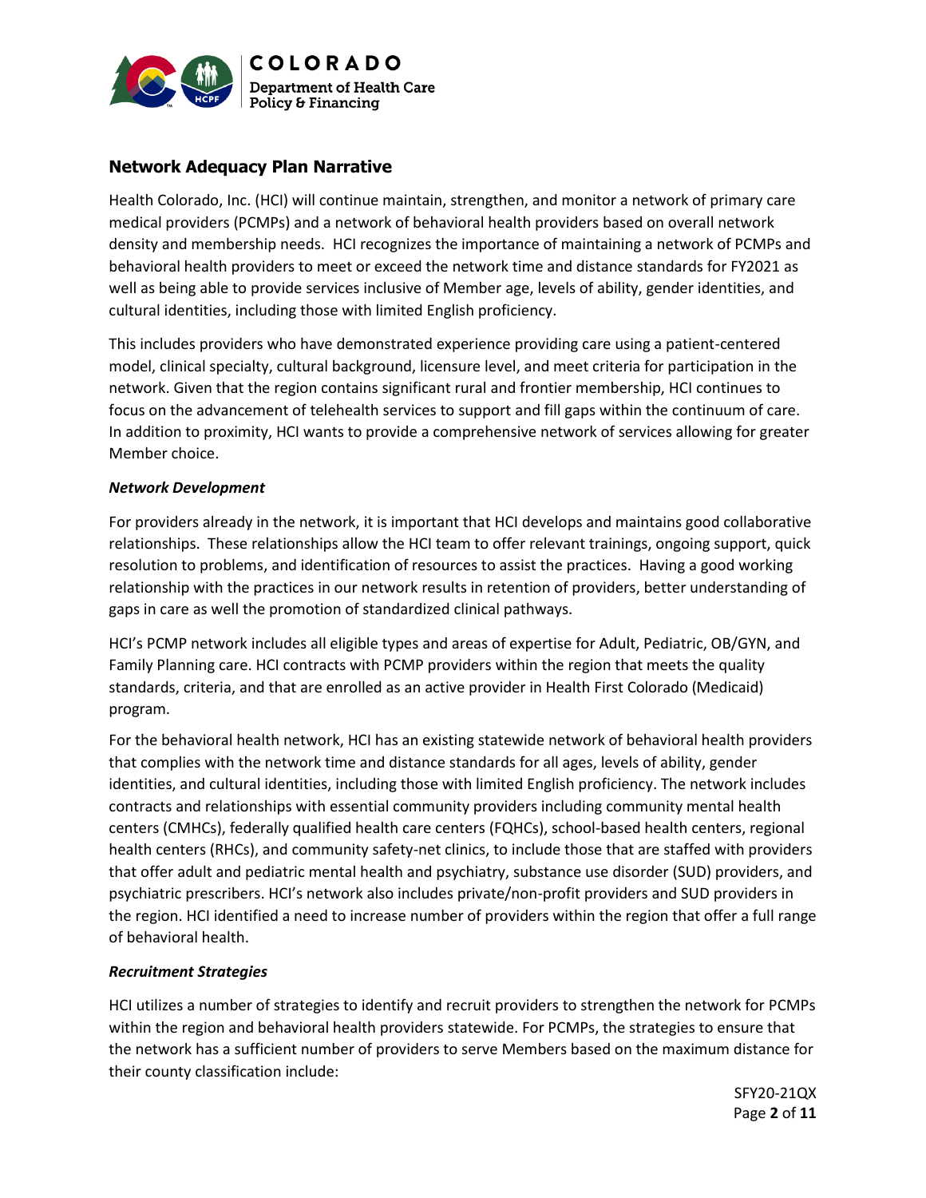## Network Adequacy Plan Narrative

Health Colorado, Inc. (HCI) will continue maintain, strengthen, and monitor a network of primary care medical providers (PCMPs) and a network of behavioral health providers based on overall network density and membership needs. HCI recognizes the importance of maintaining a network of PCMPs and behavioral health providers to meet or exceed the network time and distance standards for FY2021 as well as being able to provide services inclusive of Member age, levels of ability, gender identities, and cultural identities, including those with limited English proficiency.

This includes providers who have demonstrated experience providing care using a patient-centered model, clinical specialty, cultural background, licensure level, and meet criteria for participation in the network. Given that the region contains significant rural and frontier membership, HCI continues to focus on the advancement of telehealth services to support and fill gaps within the continuum of care. In addition to proximity, HCI wants to provide a comprehensive network of services allowing for greater Member choice.

### *Network Development*

For providers already in the network, it is important that HCI develops and maintains good collaborative relationships. These relationships allow the HCI team to offer relevant trainings, ongoing support, quick resolution to problems, and identification of resources to assist the practices. Having a good working relationship with the practices in our network results in retention of providers, better understanding of gaps in care as well the promotion of standardized clinical pathways.

HCI's PCMP network includes all eligible types and areas of expertise for Adult, Pediatric, OB/GYN, and Family Planning care. HCI contracts with PCMP providers within the region that meets the quality standards, criteria, and that are enrolled as an active provider in Health First Colorado (Medicaid) program.

For the behavioral health network, HCI has an existing statewide network of behavioral health providers that complies with the network time and distance standards for all ages, levels of ability, gender identities, and cultural identities, including those with limited English proficiency. The network includes contracts and relationships with essential community providers including community mental health centers (CMHCs), federally qualified health care centers (FQHCs), school-based health centers, regional health centers (RHCs), and community safety-net clinics, to include those that are staffed with providers that offer adult and pediatric mental health and psychiatry, substance use disorder (SUD) providers, and psychiatric prescribers. HCI's network also includes private/non-profit providers and SUD providers in the region. HCI identified a need to increase number of providers within the region that offer a full range of behavioral health.

### *Recruitment Strategies*

HCI utilizes a number of strategies to identify and recruit providers to strengthen the network for PCMPs within the region and behavioral health providers statewide. For PCMPs, the strategies to ensure that the network has a sufficient number of providers to serve Members based on the maximum distance for their county classification include: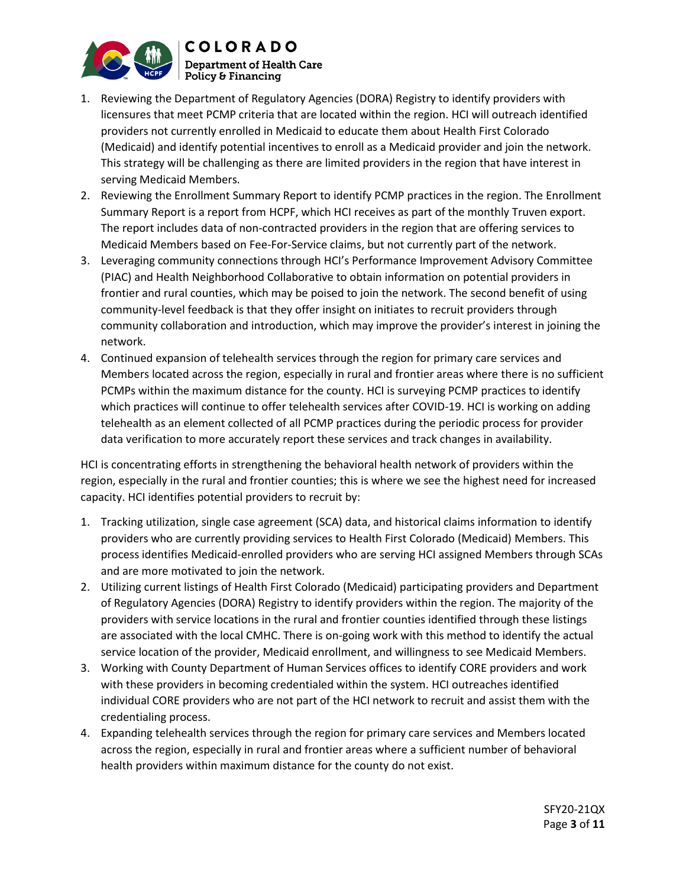1. Reviewing the Department of Regulatory Agencies (DORA) Registry to identify providers with licensures that meet PCMP criteria that are located within the region. HCI will outreach identified providers not currently enrolled in Medicaid to educate them about Health First Colorado (Medicaid) and identify potential incentives to enroll as a Medicaid provider and join the network. This strategy will be challenging as there are limited providers in the region that have interest in serving Medicaid Members.
2. Reviewing the Enrollment Summary Report to identify PCMP practices in the region. The Enrollment Summary Report is a report from HCPF, which HCI receives as part of the monthly Truven export. The report includes data of non-contracted providers in the region that are offering services to Medicaid Members based on Fee-For-Service claims, but not currently part of the network.
3. Leveraging community connections through HCI's Performance Improvement Advisory Committee (PIAC) and Health Neighborhood Collaborative to obtain information on potential providers in frontier and rural counties, which may be poised to join the network. The second benefit of using community-level feedback is that they offer insight on initiates to recruit providers through community collaboration and introduction, which may improve the provider's interest in joining the network.
4. Continued expansion of telehealth services through the region for primary care services and Members located across the region, especially in rural and frontier areas where there is no sufficient PCMPs within the maximum distance for the county. HCI is surveying PCMP practices to identify which practices will continue to offer telehealth services after COVID-19. HCI is working on adding telehealth as an element collected of all PCMP practices during the periodic process for provider data verification to more accurately report these services and track changes in availability.

HCI is concentrating efforts in strengthening the behavioral health network of providers within the region, especially in the rural and frontier counties; this is where we see the highest need for increased capacity. HCI identifies potential providers to recruit by:

1. Tracking utilization, single case agreement (SCA) data, and historical claims information to identify providers who are currently providing services to Health First Colorado (Medicaid) Members. This process identifies Medicaid-enrolled providers who are serving HCI assigned Members through SCAs and are more motivated to join the network.
2. Utilizing current listings of Health First Colorado (Medicaid) participating providers and Department of Regulatory Agencies (DORA) Registry to identify providers within the region. The majority of the providers with service locations in the rural and frontier counties identified through these listings are associated with the local CMHC. There is on-going work with this method to identify the actual service location of the provider, Medicaid enrollment, and willingness to see Medicaid Members.
3. Working with County Department of Human Services offices to identify CORE providers and work with these providers in becoming credentialed within the system. HCI outreaches identified individual CORE providers who are not part of the HCI network to recruit and assist them with the credentialing process.
4. Expanding telehealth services through the region for primary care services and Members located across the region, especially in rural and frontier areas where a sufficient number of behavioral health providers within maximum distance for the county do not exist.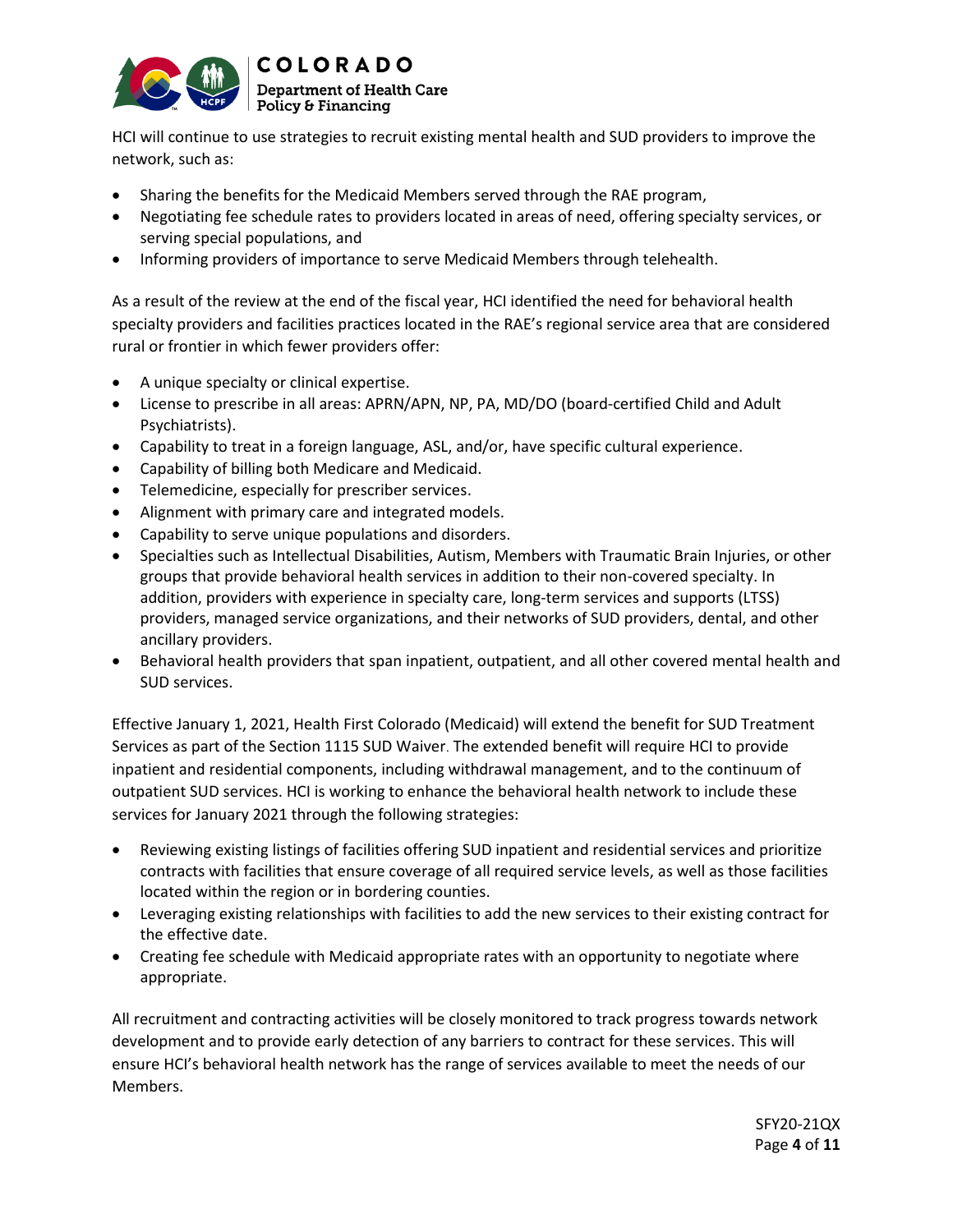HCI will continue to use strategies to recruit existing mental health and SUD providers to improve the network, such as:

- Sharing the benefits for the Medicaid Members served through the RAE program,
- Negotiating fee schedule rates to providers located in areas of need, offering specialty services, or serving special populations, and
- Informing providers of importance to serve Medicaid Members through telehealth.

As a result of the review at the end of the fiscal year, HCI identified the need for behavioral health specialty providers and facilities practices located in the RAE's regional service area that are considered rural or frontier in which fewer providers offer:

- A unique specialty or clinical expertise.
- License to prescribe in all areas: APRN/APN, NP, PA, MD/DO (board-certified Child and Adult Psychiatrists).
- Capability to treat in a foreign language, ASL, and/or, have specific cultural experience.
- Capability of billing both Medicare and Medicaid.
- Telemedicine, especially for prescriber services.
- Alignment with primary care and integrated models.
- Capability to serve unique populations and disorders.
- Specialties such as Intellectual Disabilities, Autism, Members with Traumatic Brain Injuries, or other groups that provide behavioral health services in addition to their non-covered specialty. In addition, providers with experience in specialty care, long-term services and supports (LTSS) providers, managed service organizations, and their networks of SUD providers, dental, and other ancillary providers.
- Behavioral health providers that span inpatient, outpatient, and all other covered mental health and SUD services.

Effective January 1, 2021, Health First Colorado (Medicaid) will extend the benefit for SUD Treatment Services as part of the Section 1115 SUD Waiver. The extended benefit will require HCI to provide inpatient and residential components, including withdrawal management, and to the continuum of outpatient SUD services. HCI is working to enhance the behavioral health network to include these services for January 2021 through the following strategies:

- Reviewing existing listings of facilities offering SUD inpatient and residential services and prioritize contracts with facilities that ensure coverage of all required service levels, as well as those facilities located within the region or in bordering counties.
- Leveraging existing relationships with facilities to add the new services to their existing contract for the effective date.
- Creating fee schedule with Medicaid appropriate rates with an opportunity to negotiate where appropriate.

All recruitment and contracting activities will be closely monitored to track progress towards network development and to provide early detection of any barriers to contract for these services. This will ensure HCI's behavioral health network has the range of services available to meet the needs of our Members.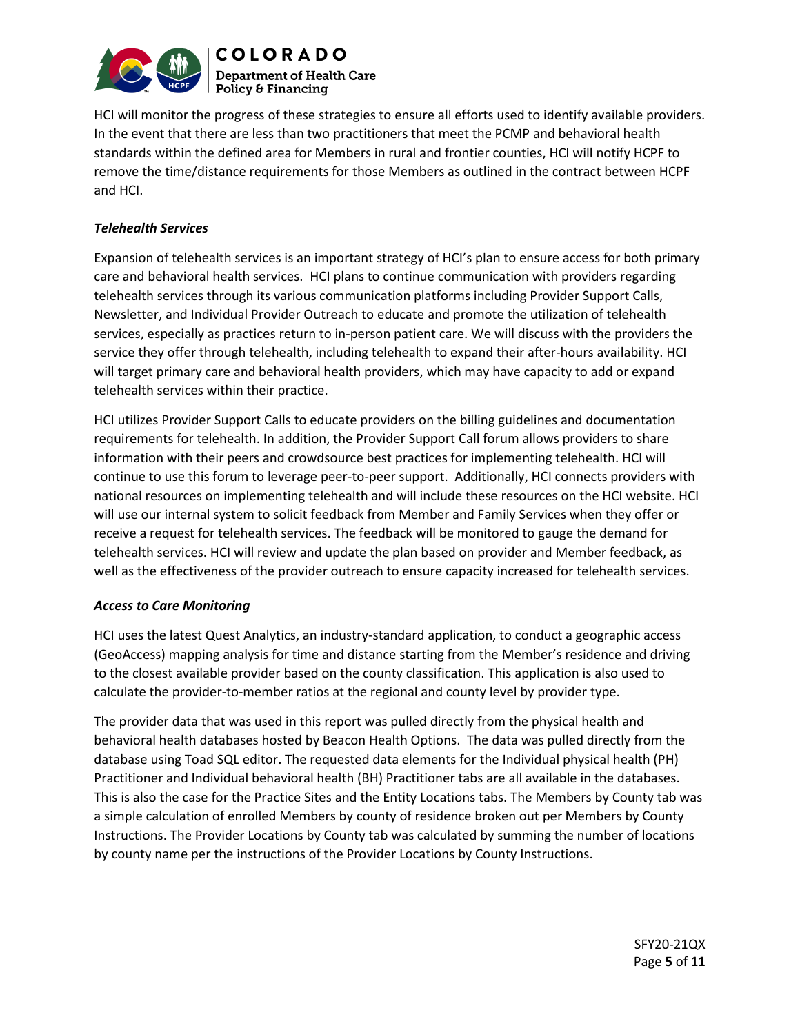HCI will monitor the progress of these strategies to ensure all efforts used to identify available providers. In the event that there are less than two practitioners that meet the PCMP and behavioral health standards within the defined area for Members in rural and frontier counties, HCI will notify HCPF to remove the time/distance requirements for those Members as outlined in the contract between HCPF and HCI.

### *Telehealth Services*

Expansion of telehealth services is an important strategy of HCI's plan to ensure access for both primary care and behavioral health services. HCI plans to continue communication with providers regarding telehealth services through its various communication platforms including Provider Support Calls, Newsletter, and Individual Provider Outreach to educate and promote the utilization of telehealth services, especially as practices return to in-person patient care. We will discuss with the providers the service they offer through telehealth, including telehealth to expand their after-hours availability. HCI will target primary care and behavioral health providers, which may have capacity to add or expand telehealth services within their practice.

HCI utilizes Provider Support Calls to educate providers on the billing guidelines and documentation requirements for telehealth. In addition, the Provider Support Call forum allows providers to share information with their peers and crowdsource best practices for implementing telehealth. HCI will continue to use this forum to leverage peer-to-peer support. Additionally, HCI connects providers with national resources on implementing telehealth and will include these resources on the HCI website. HCI will use our internal system to solicit feedback from Member and Family Services when they offer or receive a request for telehealth services. The feedback will be monitored to gauge the demand for telehealth services. HCI will review and update the plan based on provider and Member feedback, as well as the effectiveness of the provider outreach to ensure capacity increased for telehealth services.

### *Access to Care Monitoring*

HCI uses the latest Quest Analytics, an industry-standard application, to conduct a geographic access (GeoAccess) mapping analysis for time and distance starting from the Member's residence and driving to the closest available provider based on the county classification. This application is also used to calculate the provider-to-member ratios at the regional and county level by provider type.

The provider data that was used in this report was pulled directly from the physical health and behavioral health databases hosted by Beacon Health Options. The data was pulled directly from the database using Toad SQL editor. The requested data elements for the Individual physical health (PH) Practitioner and Individual behavioral health (BH) Practitioner tabs are all available in the databases. This is also the case for the Practice Sites and the Entity Locations tabs. The Members by County tab was a simple calculation of enrolled Members by county of residence broken out per Members by County Instructions. The Provider Locations by County tab was calculated by summing the number of locations by county name per the instructions of the Provider Locations by County Instructions.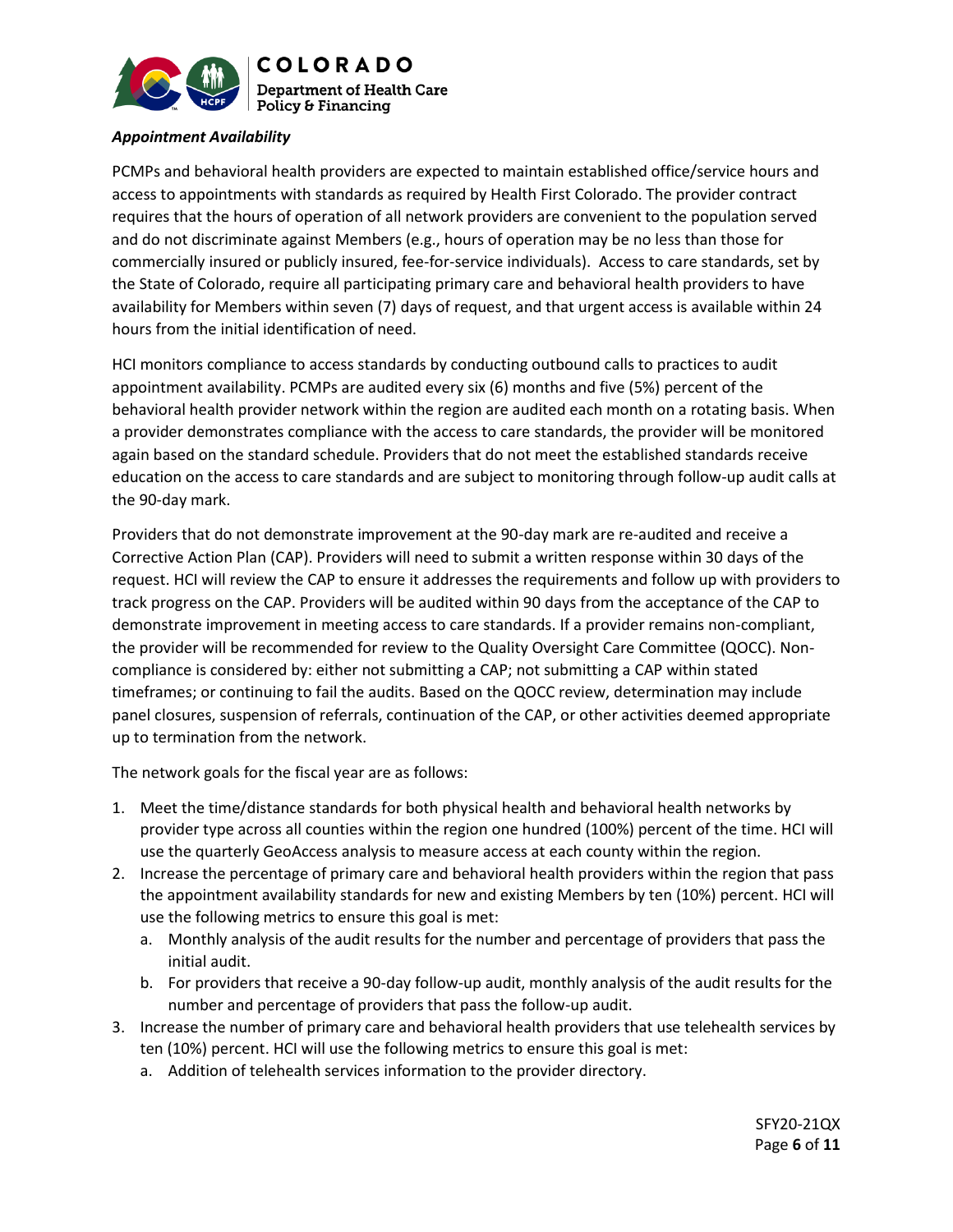***Appointment Availability***

PCMPs and behavioral health providers are expected to maintain established office/service hours and access to appointments with standards as required by Health First Colorado. The provider contract requires that the hours of operation of all network providers are convenient to the population served and do not discriminate against Members (e.g., hours of operation may be no less than those for commercially insured or publicly insured, fee-for-service individuals). Access to care standards, set by the State of Colorado, require all participating primary care and behavioral health providers to have availability for Members within seven (7) days of request, and that urgent access is available within 24 hours from the initial identification of need.

HCI monitors compliance to access standards by conducting outbound calls to practices to audit appointment availability. PCMPs are audited every six (6) months and five (5%) percent of the behavioral health provider network within the region are audited each month on a rotating basis. When a provider demonstrates compliance with the access to care standards, the provider will be monitored again based on the standard schedule. Providers that do not meet the established standards receive education on the access to care standards and are subject to monitoring through follow-up audit calls at the 90-day mark.

Providers that do not demonstrate improvement at the 90-day mark are re-audited and receive a Corrective Action Plan (CAP). Providers will need to submit a written response within 30 days of the request. HCI will review the CAP to ensure it addresses the requirements and follow up with providers to track progress on the CAP. Providers will be audited within 90 days from the acceptance of the CAP to demonstrate improvement in meeting access to care standards. If a provider remains non-compliant, the provider will be recommended for review to the Quality Oversight Care Committee (QOCC). Non-compliance is considered by: either not submitting a CAP; not submitting a CAP within stated timeframes; or continuing to fail the audits. Based on the QOCC review, determination may include panel closures, suspension of referrals, continuation of the CAP, or other activities deemed appropriate up to termination from the network.

The network goals for the fiscal year are as follows:

1. Meet the time/distance standards for both physical health and behavioral health networks by provider type across all counties within the region one hundred (100%) percent of the time. HCI will use the quarterly GeoAccess analysis to measure access at each county within the region.
2. Increase the percentage of primary care and behavioral health providers within the region that pass the appointment availability standards for new and existing Members by ten (10%) percent. HCI will use the following metrics to ensure this goal is met:
   a. Monthly analysis of the audit results for the number and percentage of providers that pass the initial audit.
   b. For providers that receive a 90-day follow-up audit, monthly analysis of the audit results for the number and percentage of providers that pass the follow-up audit.
3. Increase the number of primary care and behavioral health providers that use telehealth services by ten (10%) percent. HCI will use the following metrics to ensure this goal is met:
   a. Addition of telehealth services information to the provider directory.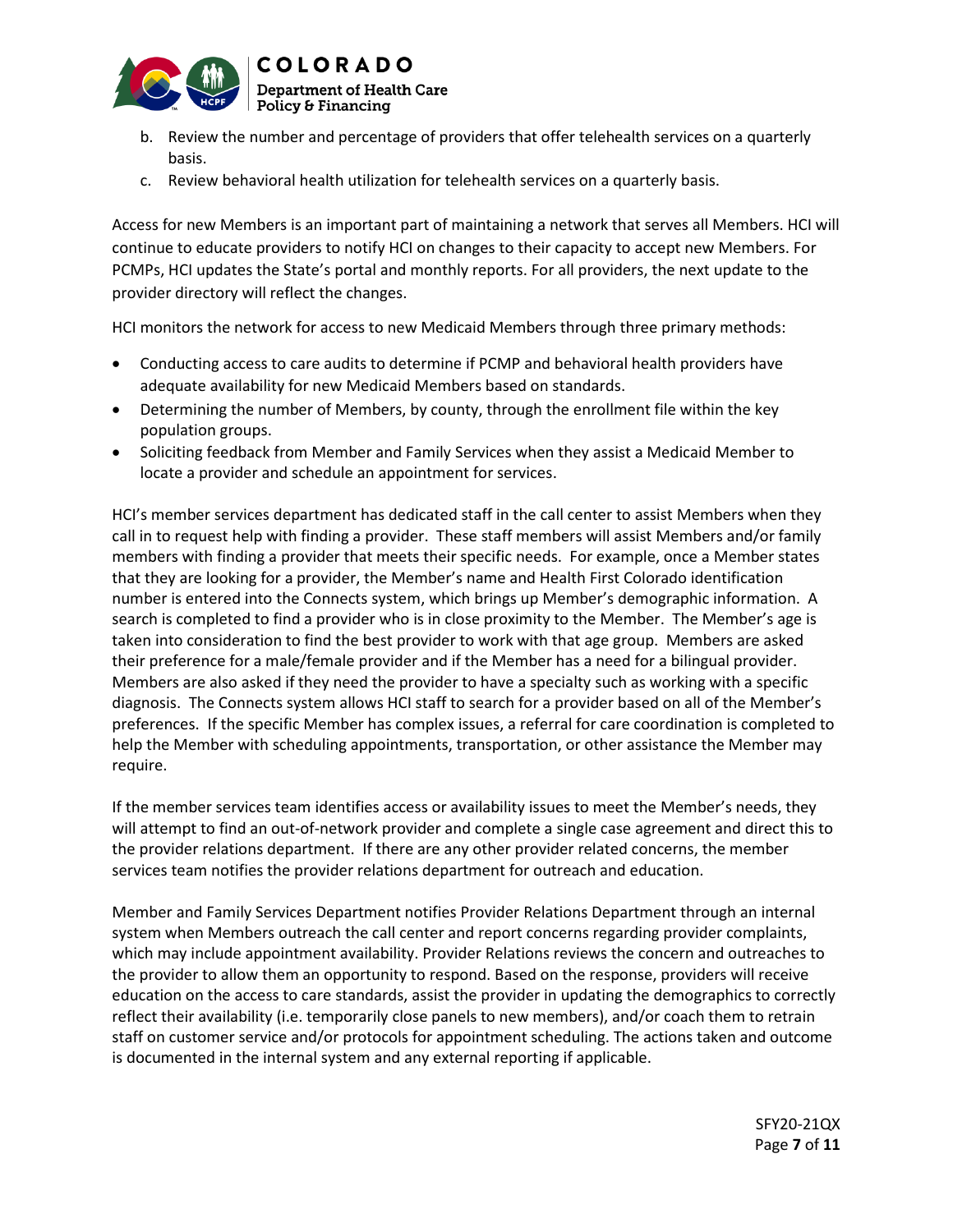b. Review the number and percentage of providers that offer telehealth services on a quarterly basis.
c. Review behavioral health utilization for telehealth services on a quarterly basis.

Access for new Members is an important part of maintaining a network that serves all Members. HCI will continue to educate providers to notify HCI on changes to their capacity to accept new Members. For PCMPs, HCI updates the State's portal and monthly reports. For all providers, the next update to the provider directory will reflect the changes.

HCI monitors the network for access to new Medicaid Members through three primary methods:

- Conducting access to care audits to determine if PCMP and behavioral health providers have adequate availability for new Medicaid Members based on standards.
- Determining the number of Members, by county, through the enrollment file within the key population groups.
- Soliciting feedback from Member and Family Services when they assist a Medicaid Member to locate a provider and schedule an appointment for services.

HCI's member services department has dedicated staff in the call center to assist Members when they call in to request help with finding a provider. These staff members will assist Members and/or family members with finding a provider that meets their specific needs. For example, once a Member states that they are looking for a provider, the Member's name and Health First Colorado identification number is entered into the Connects system, which brings up Member's demographic information. A search is completed to find a provider who is in close proximity to the Member. The Member's age is taken into consideration to find the best provider to work with that age group. Members are asked their preference for a male/female provider and if the Member has a need for a bilingual provider. Members are also asked if they need the provider to have a specialty such as working with a specific diagnosis. The Connects system allows HCI staff to search for a provider based on all of the Member's preferences. If the specific Member has complex issues, a referral for care coordination is completed to help the Member with scheduling appointments, transportation, or other assistance the Member may require.

If the member services team identifies access or availability issues to meet the Member's needs, they will attempt to find an out-of-network provider and complete a single case agreement and direct this to the provider relations department. If there are any other provider related concerns, the member services team notifies the provider relations department for outreach and education.

Member and Family Services Department notifies Provider Relations Department through an internal system when Members outreach the call center and report concerns regarding provider complaints, which may include appointment availability. Provider Relations reviews the concern and outreaches to the provider to allow them an opportunity to respond. Based on the response, providers will receive education on the access to care standards, assist the provider in updating the demographics to correctly reflect their availability (i.e. temporarily close panels to new members), and/or coach them to retrain staff on customer service and/or protocols for appointment scheduling. The actions taken and outcome is documented in the internal system and any external reporting if applicable.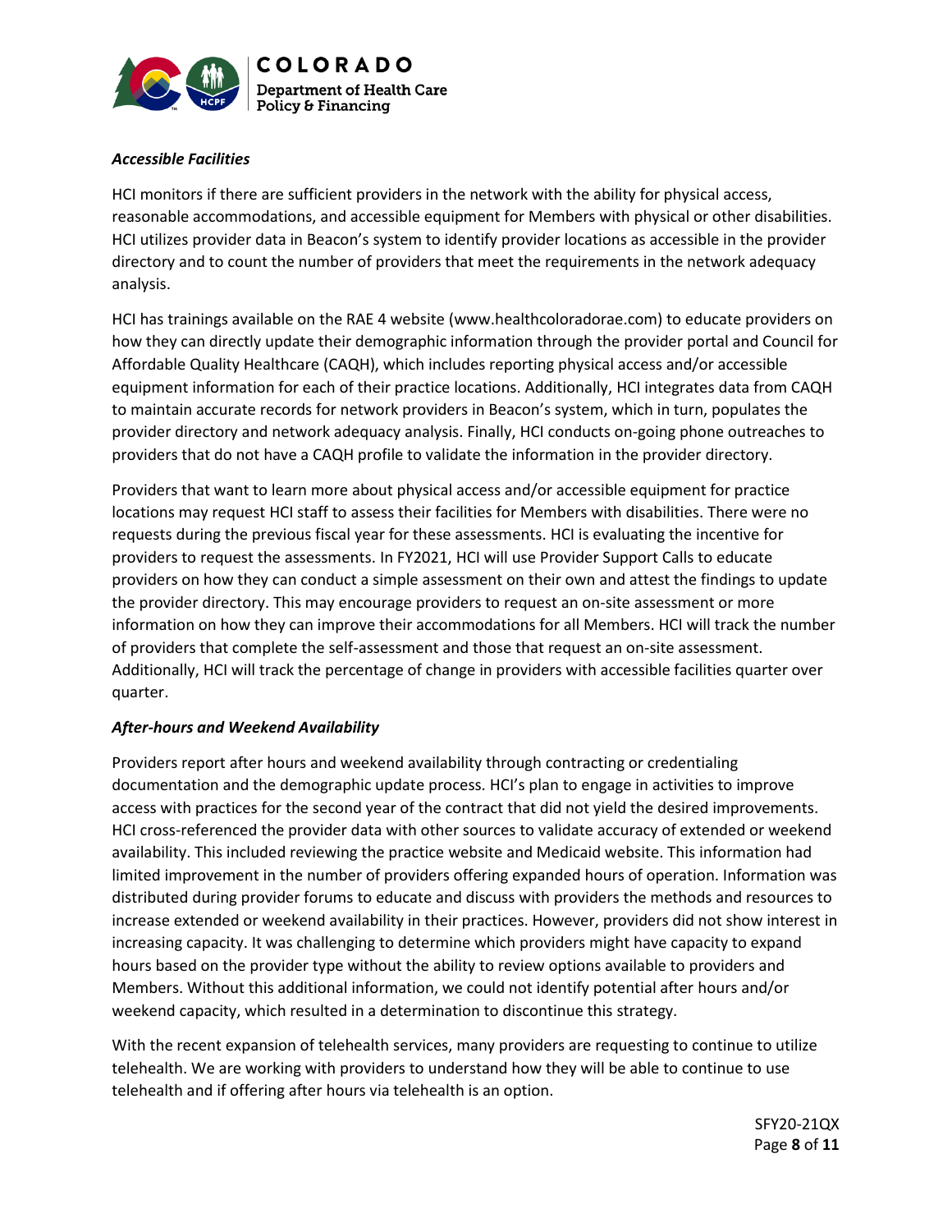***Accessible Facilities***

HCI monitors if there are sufficient providers in the network with the ability for physical access, reasonable accommodations, and accessible equipment for Members with physical or other disabilities. HCI utilizes provider data in Beacon's system to identify provider locations as accessible in the provider directory and to count the number of providers that meet the requirements in the network adequacy analysis.

HCI has trainings available on the RAE 4 website (www.healthcoloradorae.com) to educate providers on how they can directly update their demographic information through the provider portal and Council for Affordable Quality Healthcare (CAQH), which includes reporting physical access and/or accessible equipment information for each of their practice locations. Additionally, HCI integrates data from CAQH to maintain accurate records for network providers in Beacon's system, which in turn, populates the provider directory and network adequacy analysis. Finally, HCI conducts on-going phone outreaches to providers that do not have a CAQH profile to validate the information in the provider directory.

Providers that want to learn more about physical access and/or accessible equipment for practice locations may request HCI staff to assess their facilities for Members with disabilities. There were no requests during the previous fiscal year for these assessments. HCI is evaluating the incentive for providers to request the assessments. In FY2021, HCI will use Provider Support Calls to educate providers on how they can conduct a simple assessment on their own and attest the findings to update the provider directory. This may encourage providers to request an on-site assessment or more information on how they can improve their accommodations for all Members. HCI will track the number of providers that complete the self-assessment and those that request an on-site assessment. Additionally, HCI will track the percentage of change in providers with accessible facilities quarter over quarter.

***After-hours and Weekend Availability***

Providers report after hours and weekend availability through contracting or credentialing documentation and the demographic update process. HCI's plan to engage in activities to improve access with practices for the second year of the contract that did not yield the desired improvements. HCI cross-referenced the provider data with other sources to validate accuracy of extended or weekend availability. This included reviewing the practice website and Medicaid website. This information had limited improvement in the number of providers offering expanded hours of operation. Information was distributed during provider forums to educate and discuss with providers the methods and resources to increase extended or weekend availability in their practices. However, providers did not show interest in increasing capacity. It was challenging to determine which providers might have capacity to expand hours based on the provider type without the ability to review options available to providers and Members. Without this additional information, we could not identify potential after hours and/or weekend capacity, which resulted in a determination to discontinue this strategy.

With the recent expansion of telehealth services, many providers are requesting to continue to utilize telehealth. We are working with providers to understand how they will be able to continue to use telehealth and if offering after hours via telehealth is an option.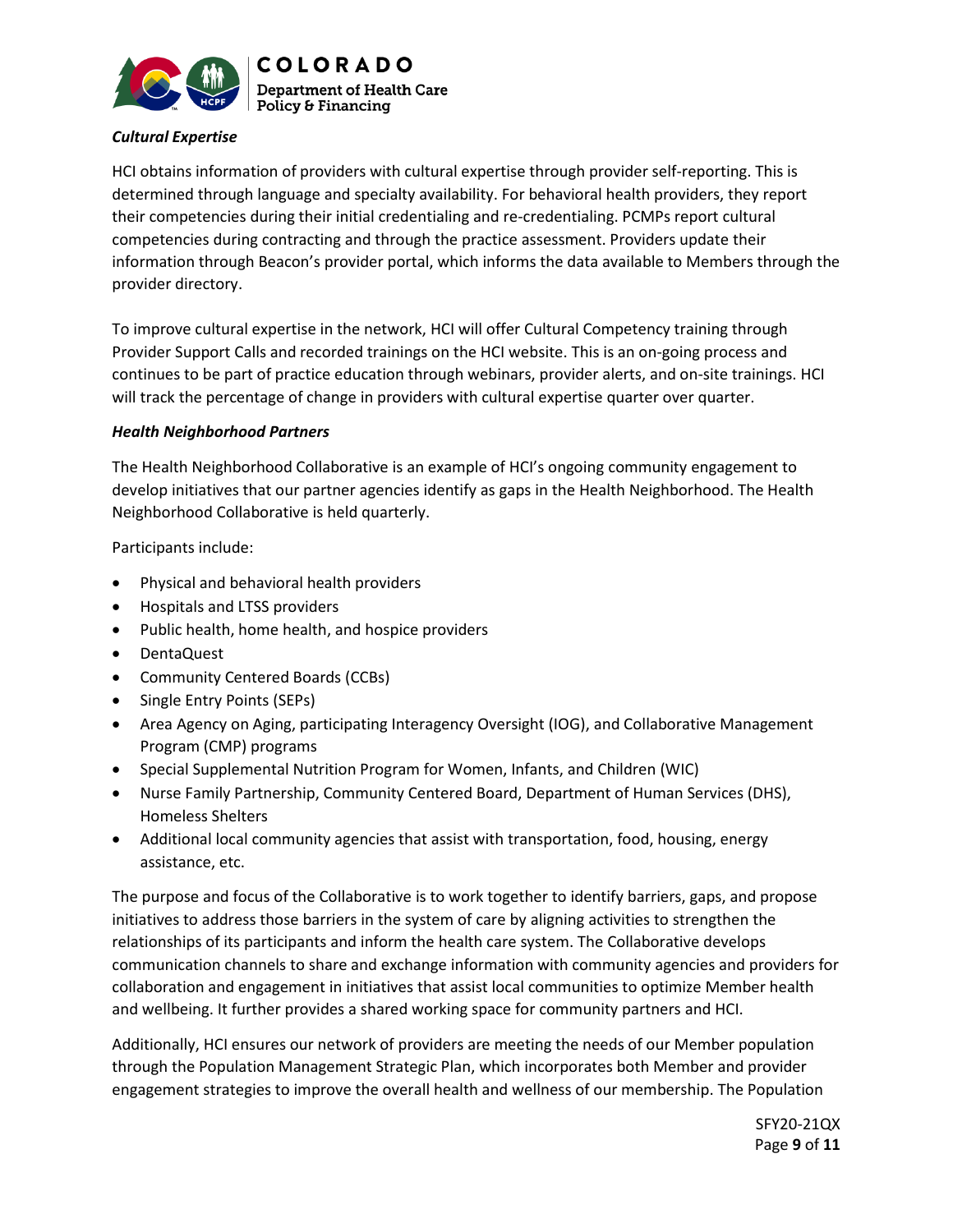### *Cultural Expertise*

HCI obtains information of providers with cultural expertise through provider self-reporting. This is determined through language and specialty availability. For behavioral health providers, they report their competencies during their initial credentialing and re-credentialing. PCMPs report cultural competencies during contracting and through the practice assessment. Providers update their information through Beacon's provider portal, which informs the data available to Members through the provider directory.

To improve cultural expertise in the network, HCI will offer Cultural Competency training through Provider Support Calls and recorded trainings on the HCI website. This is an on-going process and continues to be part of practice education through webinars, provider alerts, and on-site trainings. HCI will track the percentage of change in providers with cultural expertise quarter over quarter.

### *Health Neighborhood Partners*

The Health Neighborhood Collaborative is an example of HCI's ongoing community engagement to develop initiatives that our partner agencies identify as gaps in the Health Neighborhood. The Health Neighborhood Collaborative is held quarterly.

Participants include:

- Physical and behavioral health providers
- Hospitals and LTSS providers
- Public health, home health, and hospice providers
- DentaQuest
- Community Centered Boards (CCBs)
- Single Entry Points (SEPs)
- Area Agency on Aging, participating Interagency Oversight (IOG), and Collaborative Management Program (CMP) programs
- Special Supplemental Nutrition Program for Women, Infants, and Children (WIC)
- Nurse Family Partnership, Community Centered Board, Department of Human Services (DHS), Homeless Shelters
- Additional local community agencies that assist with transportation, food, housing, energy assistance, etc.

The purpose and focus of the Collaborative is to work together to identify barriers, gaps, and propose initiatives to address those barriers in the system of care by aligning activities to strengthen the relationships of its participants and inform the health care system. The Collaborative develops communication channels to share and exchange information with community agencies and providers for collaboration and engagement in initiatives that assist local communities to optimize Member health and wellbeing. It further provides a shared working space for community partners and HCI.

Additionally, HCI ensures our network of providers are meeting the needs of our Member population through the Population Management Strategic Plan, which incorporates both Member and provider engagement strategies to improve the overall health and wellness of our membership. The Population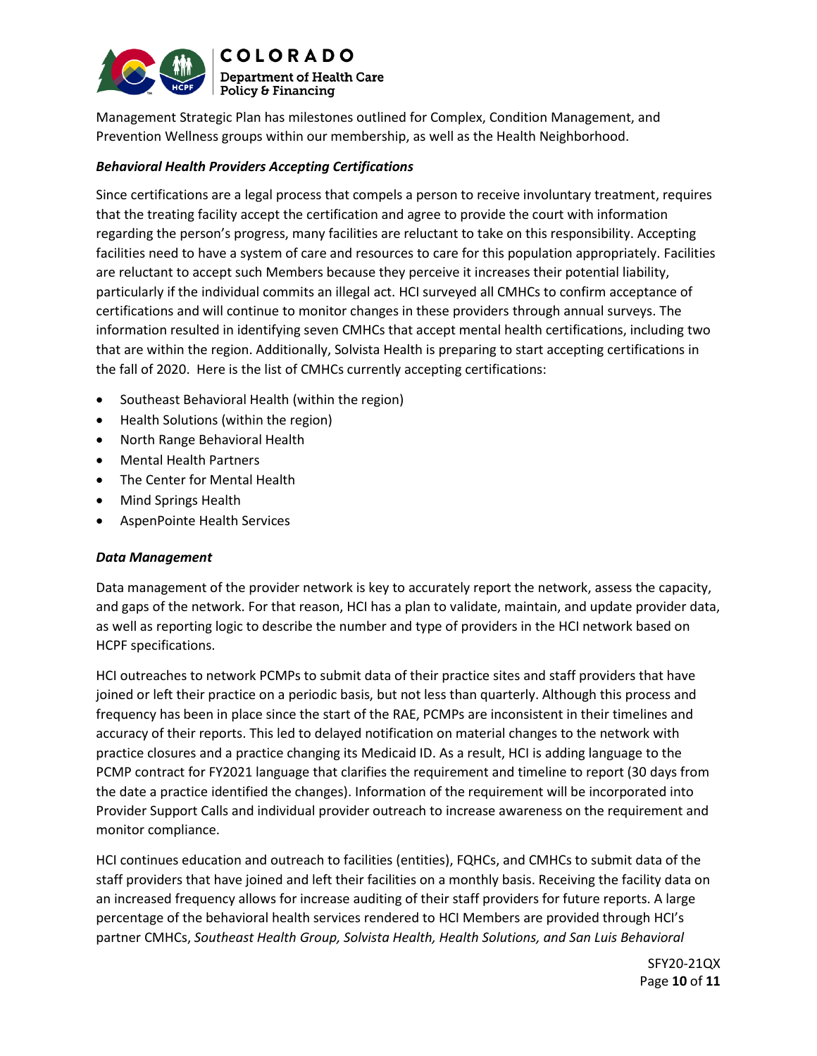Management Strategic Plan has milestones outlined for Complex, Condition Management, and Prevention Wellness groups within our membership, as well as the Health Neighborhood.

***Behavioral Health Providers Accepting Certifications***

Since certifications are a legal process that compels a person to receive involuntary treatment, requires that the treating facility accept the certification and agree to provide the court with information regarding the person's progress, many facilities are reluctant to take on this responsibility. Accepting facilities need to have a system of care and resources to care for this population appropriately. Facilities are reluctant to accept such Members because they perceive it increases their potential liability, particularly if the individual commits an illegal act. HCI surveyed all CMHCs to confirm acceptance of certifications and will continue to monitor changes in these providers through annual surveys. The information resulted in identifying seven CMHCs that accept mental health certifications, including two that are within the region. Additionally, Solvista Health is preparing to start accepting certifications in the fall of 2020. Here is the list of CMHCs currently accepting certifications:

- Southeast Behavioral Health (within the region)
- Health Solutions (within the region)
- North Range Behavioral Health
- Mental Health Partners
- The Center for Mental Health
- Mind Springs Health
- AspenPointe Health Services

***Data Management***

Data management of the provider network is key to accurately report the network, assess the capacity, and gaps of the network. For that reason, HCI has a plan to validate, maintain, and update provider data, as well as reporting logic to describe the number and type of providers in the HCI network based on HCPF specifications.

HCI outreaches to network PCMPs to submit data of their practice sites and staff providers that have joined or left their practice on a periodic basis, but not less than quarterly. Although this process and frequency has been in place since the start of the RAE, PCMPs are inconsistent in their timelines and accuracy of their reports. This led to delayed notification on material changes to the network with practice closures and a practice changing its Medicaid ID. As a result, HCI is adding language to the PCMP contract for FY2021 language that clarifies the requirement and timeline to report (30 days from the date a practice identified the changes). Information of the requirement will be incorporated into Provider Support Calls and individual provider outreach to increase awareness on the requirement and monitor compliance.

HCI continues education and outreach to facilities (entities), FQHCs, and CMHCs to submit data of the staff providers that have joined and left their facilities on a monthly basis. Receiving the facility data on an increased frequency allows for increase auditing of their staff providers for future reports. A large percentage of the behavioral health services rendered to HCI Members are provided through HCI's partner CMHCs, *Southeast Health Group, Solvista Health, Health Solutions, and San Luis Behavioral*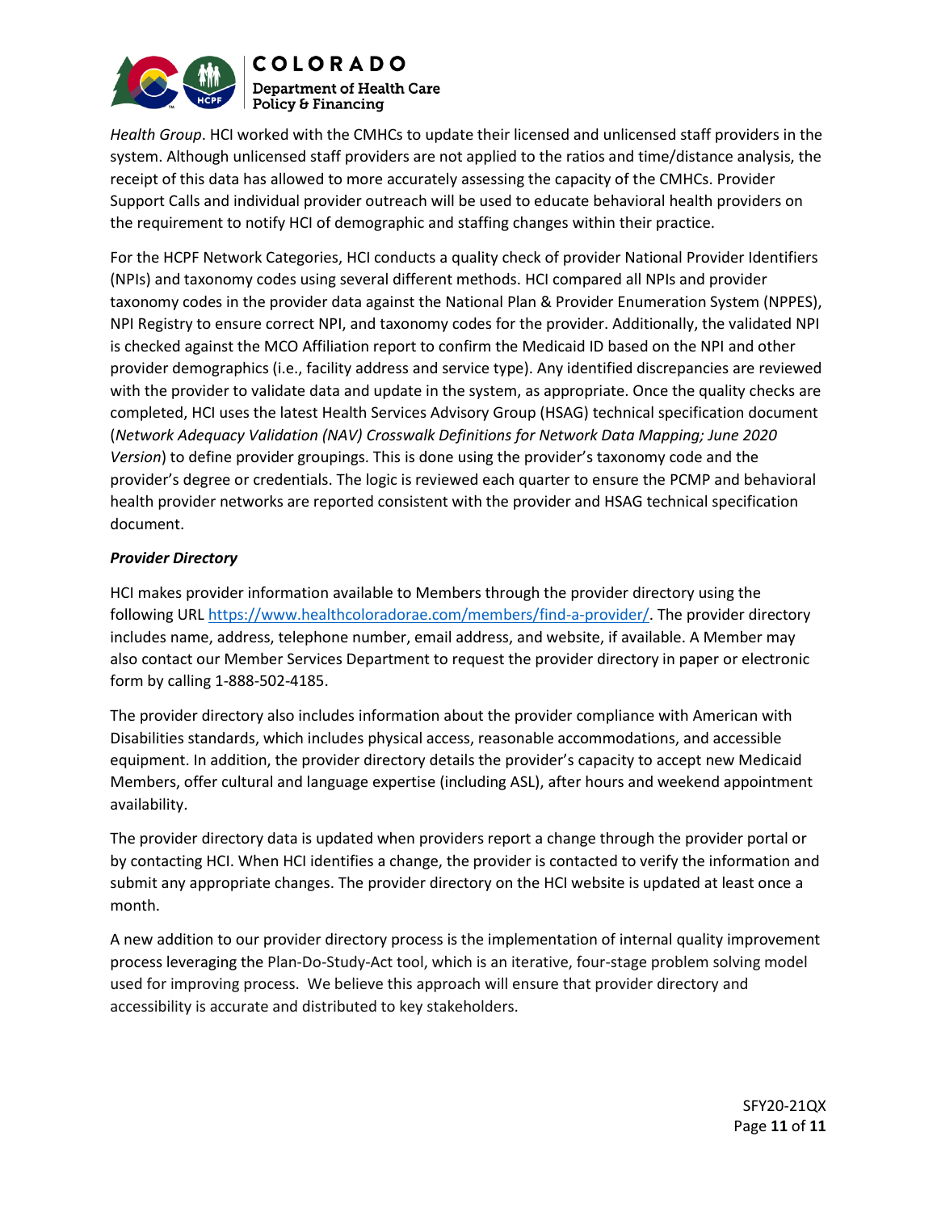*Health Group*. HCI worked with the CMHCs to update their licensed and unlicensed staff providers in the system. Although unlicensed staff providers are not applied to the ratios and time/distance analysis, the receipt of this data has allowed to more accurately assessing the capacity of the CMHCs. Provider Support Calls and individual provider outreach will be used to educate behavioral health providers on the requirement to notify HCI of demographic and staffing changes within their practice.

For the HCPF Network Categories, HCI conducts a quality check of provider National Provider Identifiers (NPIs) and taxonomy codes using several different methods. HCI compared all NPIs and provider taxonomy codes in the provider data against the National Plan & Provider Enumeration System (NPPES), NPI Registry to ensure correct NPI, and taxonomy codes for the provider. Additionally, the validated NPI is checked against the MCO Affiliation report to confirm the Medicaid ID based on the NPI and other provider demographics (i.e., facility address and service type). Any identified discrepancies are reviewed with the provider to validate data and update in the system, as appropriate. Once the quality checks are completed, HCI uses the latest Health Services Advisory Group (HSAG) technical specification document (*Network Adequacy Validation (NAV) Crosswalk Definitions for Network Data Mapping; June 2020 Version*) to define provider groupings. This is done using the provider's taxonomy code and the provider's degree or credentials. The logic is reviewed each quarter to ensure the PCMP and behavioral health provider networks are reported consistent with the provider and HSAG technical specification document.

***Provider Directory***

HCI makes provider information available to Members through the provider directory using the following URL https://www.healthcoloradorae.com/members/find-a-provider/. The provider directory includes name, address, telephone number, email address, and website, if available. A Member may also contact our Member Services Department to request the provider directory in paper or electronic form by calling 1-888-502-4185.

The provider directory also includes information about the provider compliance with American with Disabilities standards, which includes physical access, reasonable accommodations, and accessible equipment. In addition, the provider directory details the provider's capacity to accept new Medicaid Members, offer cultural and language expertise (including ASL), after hours and weekend appointment availability.

The provider directory data is updated when providers report a change through the provider portal or by contacting HCI. When HCI identifies a change, the provider is contacted to verify the information and submit any appropriate changes. The provider directory on the HCI website is updated at least once a month.

A new addition to our provider directory process is the implementation of internal quality improvement process leveraging the Plan-Do-Study-Act tool, which is an iterative, four-stage problem solving model used for improving process. We believe this approach will ensure that provider directory and accessibility is accurate and distributed to key stakeholders.

SFY20-21QX